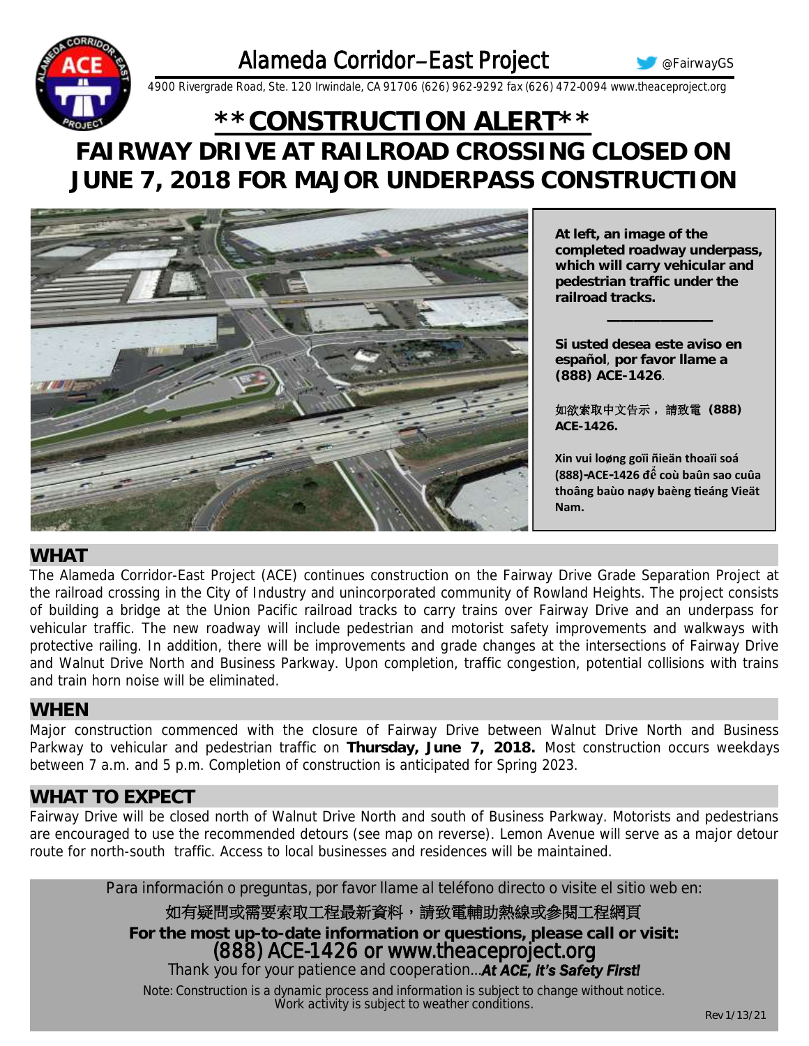# Alameda Corridor–East Project

@FairwayGS

4900 Rivergrade Road, Ste. 120 Irwindale, CA 91706 (626) 962-9292 fax (626) 472-0094 www.theaceproject.org

# **CONSTRUCTION ALERT**

# FAIRWAY DRIVE AT RAILROAD CROSSING CLOSED ON JUNE 7, 2018 FOR MAJOR UNDERPASS CONSTRUCTION

**At left, an image of the completed roadway underpass, which will carry vehicular and pedestrian traffic under the railroad tracks.**

---

**Si usted desea este aviso en español, por favor llame a (888) ACE-1426.**

**如欲索取中文告示，請致電 (888) ACE-1426.**

**Xin vui loøng goïi ñieän thoaïi soá (888)-ACE-1426 để coù baûn sao cuûa thoâng baùo naøy baèng tieáng Vieät Nam.**

## WHAT

The Alameda Corridor-East Project (ACE) continues construction on the Fairway Drive Grade Separation Project at the railroad crossing in the City of Industry and unincorporated community of Rowland Heights. The project consists of building a bridge at the Union Pacific railroad tracks to carry trains over Fairway Drive and an underpass for vehicular traffic. The new roadway will include pedestrian and motorist safety improvements and walkways with protective railing. In addition, there will be improvements and grade changes at the intersections of Fairway Drive and Walnut Drive North and Business Parkway. Upon completion, traffic congestion, potential collisions with trains and train horn noise will be eliminated.

## WHEN

Major construction commenced with the closure of Fairway Drive between Walnut Drive North and Business Parkway to vehicular and pedestrian traffic on **Thursday, June 7, 2018.** Most construction occurs weekdays between 7 a.m. and 5 p.m. Completion of construction is anticipated for Spring 2023.

## WHAT TO EXPECT

Fairway Drive will be closed north of Walnut Drive North and south of Business Parkway. Motorists and pedestrians are encouraged to use the recommended detours (see map on reverse). Lemon Avenue will serve as a major detour route for north-south traffic. Access to local businesses and residences will be maintained.

Para información o preguntas, por favor llame al teléfono directo o visite el sitio web en:

如有疑問或需要索取工程最新資料，請致電輔助熱線或參閱工程網頁

**For the most up-to-date information or questions, please call or visit:**

(888) ACE-1426 or www.theaceproject.org

Thank you for your patience and cooperation…***At ACE, it's Safety First!***

Note: Construction is a dynamic process and information is subject to change without notice. Work activity is subject to weather conditions.

Rev 1/13/21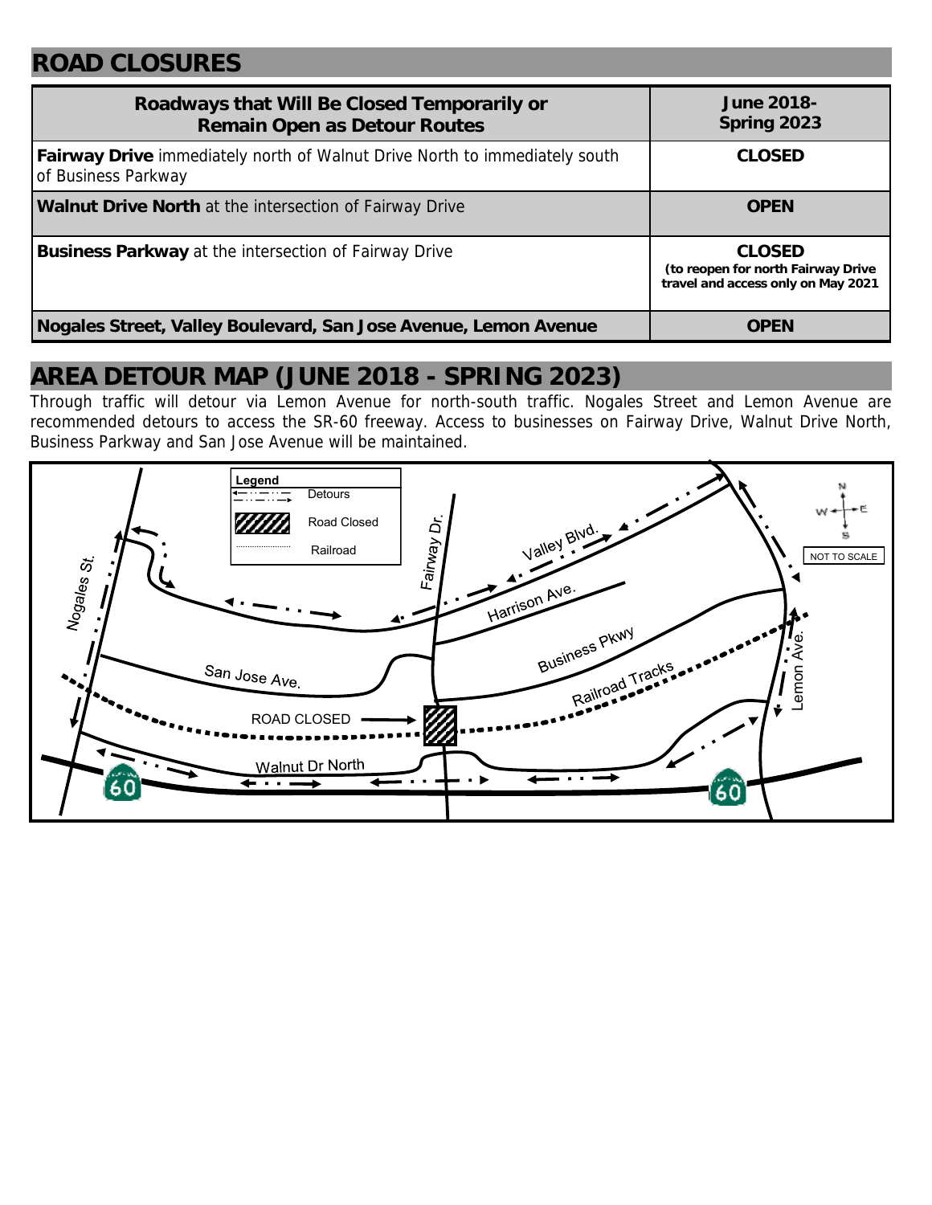## ROAD CLOSURES

| Roadways that Will Be Closed Temporarily or Remain Open as Detour Routes | June 2018- Spring 2023 |
|---|---|
| **Fairway Drive** immediately north of Walnut Drive North to immediately south of Business Parkway | **CLOSED** |
| **Walnut Drive North** at the intersection of Fairway Drive | **OPEN** |
| **Business Parkway** at the intersection of Fairway Drive | **CLOSED** (to reopen for north Fairway Drive travel and access only on May 2021 |
| **Nogales Street, Valley Boulevard, San Jose Avenue, Lemon Avenue** | **OPEN** |

## AREA DETOUR MAP (JUNE 2018 - SPRING 2023)

Through traffic will detour via Lemon Avenue for north-south traffic. Nogales Street and Lemon Avenue are recommended detours to access the SR-60 freeway. Access to businesses on Fairway Drive, Walnut Drive North, Business Parkway and San Jose Avenue will be maintained.

Legend
Detours
Road Closed
Railroad

NOT TO SCALE

N
W
E
S

Nogales St.
Fairway Dr.
Valley Blvd.
Harrison Ave.
Business Pkwy
Railroad Tracks
Lemon Ave.
San Jose Ave.
ROAD CLOSED
Walnut Dr North
60
60